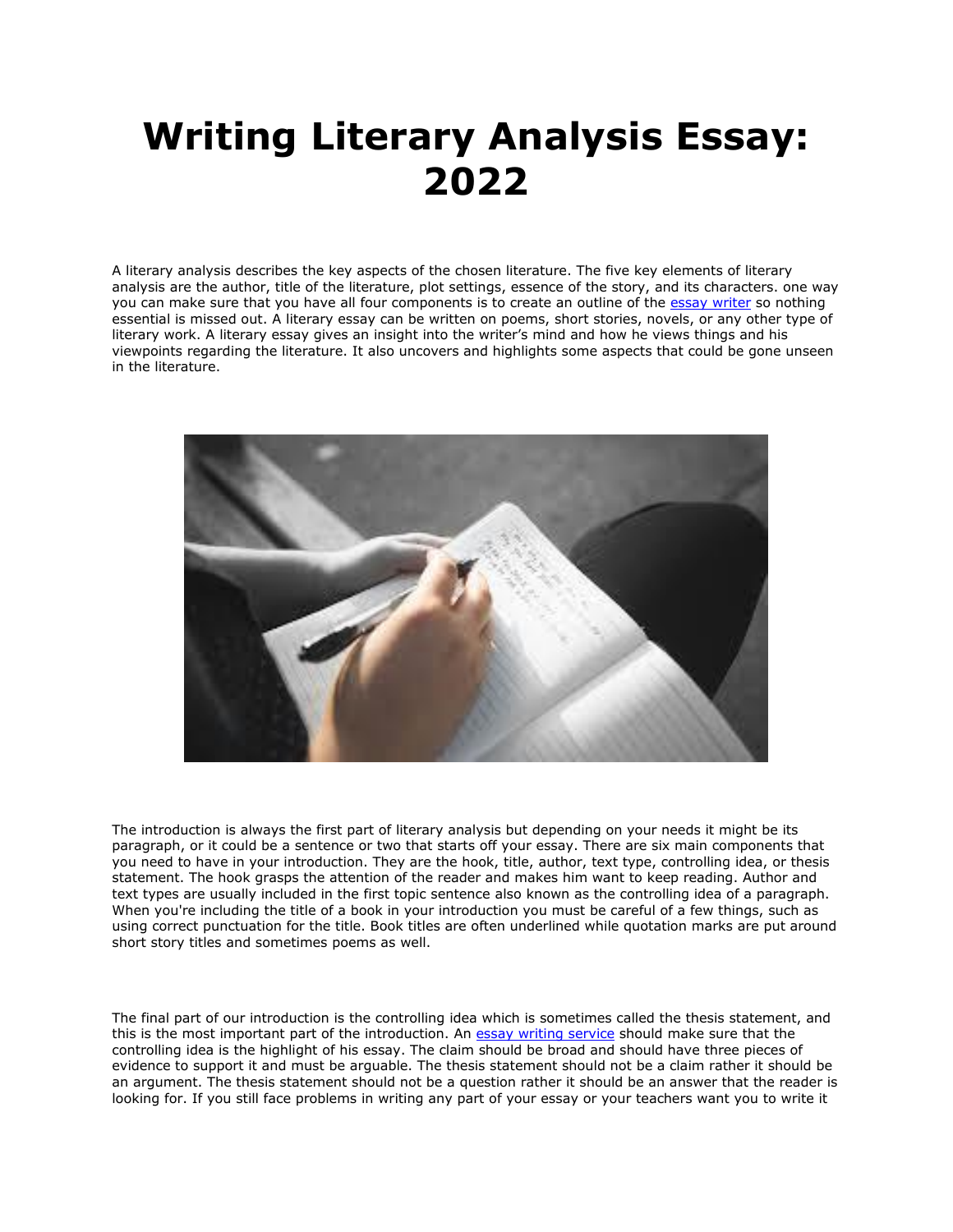# Writing Literary Analysis Essay: 2022

A literary analysis describes the key aspects of the chosen literature. The five key elements of literary analysis are the author, title of the literature, plot settings, essence of the story, and its characters. one way you can make sure that you have all four components is to create an outline of the essay writer so nothing essential is missed out. A literary essay can be written on poems, short stories, novels, or any other type of literary work. A literary essay gives an insight into the writer's mind and how he views things and his viewpoints regarding the literature. It also uncovers and highlights some aspects that could be gone unseen in the literature.

The introduction is always the first part of literary analysis but depending on your needs it might be its paragraph, or it could be a sentence or two that starts off your essay. There are six main components that you need to have in your introduction. They are the hook, title, author, text type, controlling idea, or thesis statement. The hook grasps the attention of the reader and makes him want to keep reading. Author and text types are usually included in the first topic sentence also known as the controlling idea of a paragraph. When you're including the title of a book in your introduction you must be careful of a few things, such as using correct punctuation for the title. Book titles are often underlined while quotation marks are put around short story titles and sometimes poems as well.

The final part of our introduction is the controlling idea which is sometimes called the thesis statement, and this is the most important part of the introduction. An essay writing service should make sure that the controlling idea is the highlight of his essay. The claim should be broad and should have three pieces of evidence to support it and must be arguable. The thesis statement should not be a claim rather it should be an argument. The thesis statement should not be a question rather it should be an answer that the reader is looking for. If you still face problems in writing any part of your essay or your teachers want you to write it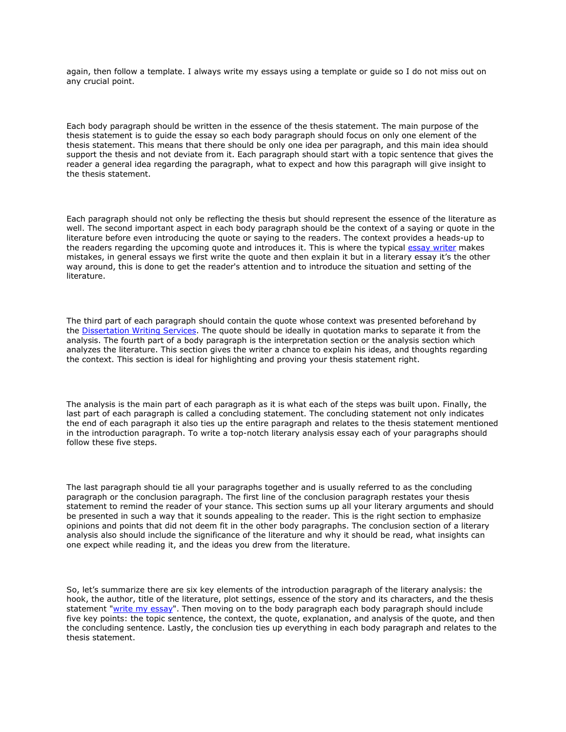again, then follow a template. I always write my essays using a template or guide so I do not miss out on any crucial point.

Each body paragraph should be written in the essence of the thesis statement. The main purpose of the thesis statement is to guide the essay so each body paragraph should focus on only one element of the thesis statement. This means that there should be only one idea per paragraph, and this main idea should support the thesis and not deviate from it. Each paragraph should start with a topic sentence that gives the reader a general idea regarding the paragraph, what to expect and how this paragraph will give insight to the thesis statement.

Each paragraph should not only be reflecting the thesis but should represent the essence of the literature as well. The second important aspect in each body paragraph should be the context of a saying or quote in the literature before even introducing the quote or saying to the readers. The context provides a heads-up to the readers regarding the upcoming quote and introduces it. This is where the typical [essay writer]() makes mistakes, in general essays we first write the quote and then explain it but in a literary essay it's the other way around, this is done to get the reader's attention and to introduce the situation and setting of the literature.

The third part of each paragraph should contain the quote whose context was presented beforehand by the [Dissertation Writing Services](). The quote should be ideally in quotation marks to separate it from the analysis. The fourth part of a body paragraph is the interpretation section or the analysis section which analyzes the literature. This section gives the writer a chance to explain his ideas, and thoughts regarding the context. This section is ideal for highlighting and proving your thesis statement right.

The analysis is the main part of each paragraph as it is what each of the steps was built upon. Finally, the last part of each paragraph is called a concluding statement. The concluding statement not only indicates the end of each paragraph it also ties up the entire paragraph and relates to the thesis statement mentioned in the introduction paragraph. To write a top-notch literary analysis essay each of your paragraphs should follow these five steps.

The last paragraph should tie all your paragraphs together and is usually referred to as the concluding paragraph or the conclusion paragraph. The first line of the conclusion paragraph restates your thesis statement to remind the reader of your stance. This section sums up all your literary arguments and should be presented in such a way that it sounds appealing to the reader. This is the right section to emphasize opinions and points that did not deem fit in the other body paragraphs. The conclusion section of a literary analysis also should include the significance of the literature and why it should be read, what insights can one expect while reading it, and the ideas you drew from the literature.

So, let's summarize there are six key elements of the introduction paragraph of the literary analysis: the hook, the author, title of the literature, plot settings, essence of the story and its characters, and the thesis statement "[write my essay]()". Then moving on to the body paragraph each body paragraph should include five key points: the topic sentence, the context, the quote, explanation, and analysis of the quote, and then the concluding sentence. Lastly, the conclusion ties up everything in each body paragraph and relates to the thesis statement.